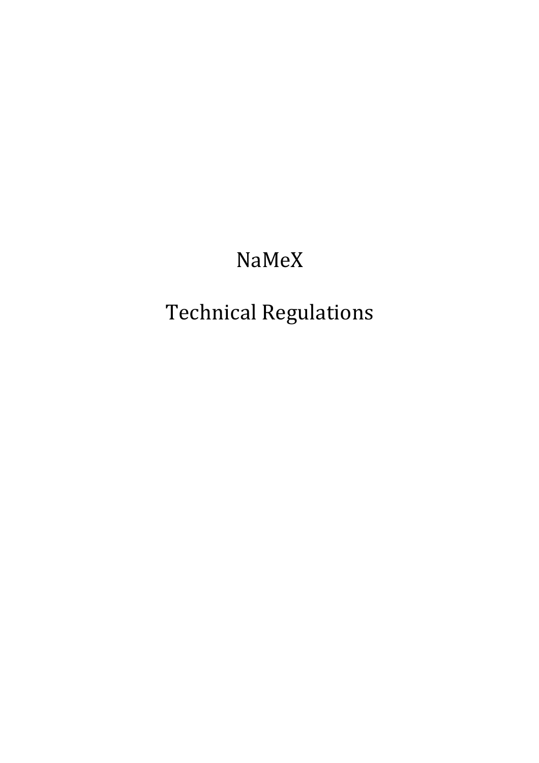# NaMeX

# Technical Regulations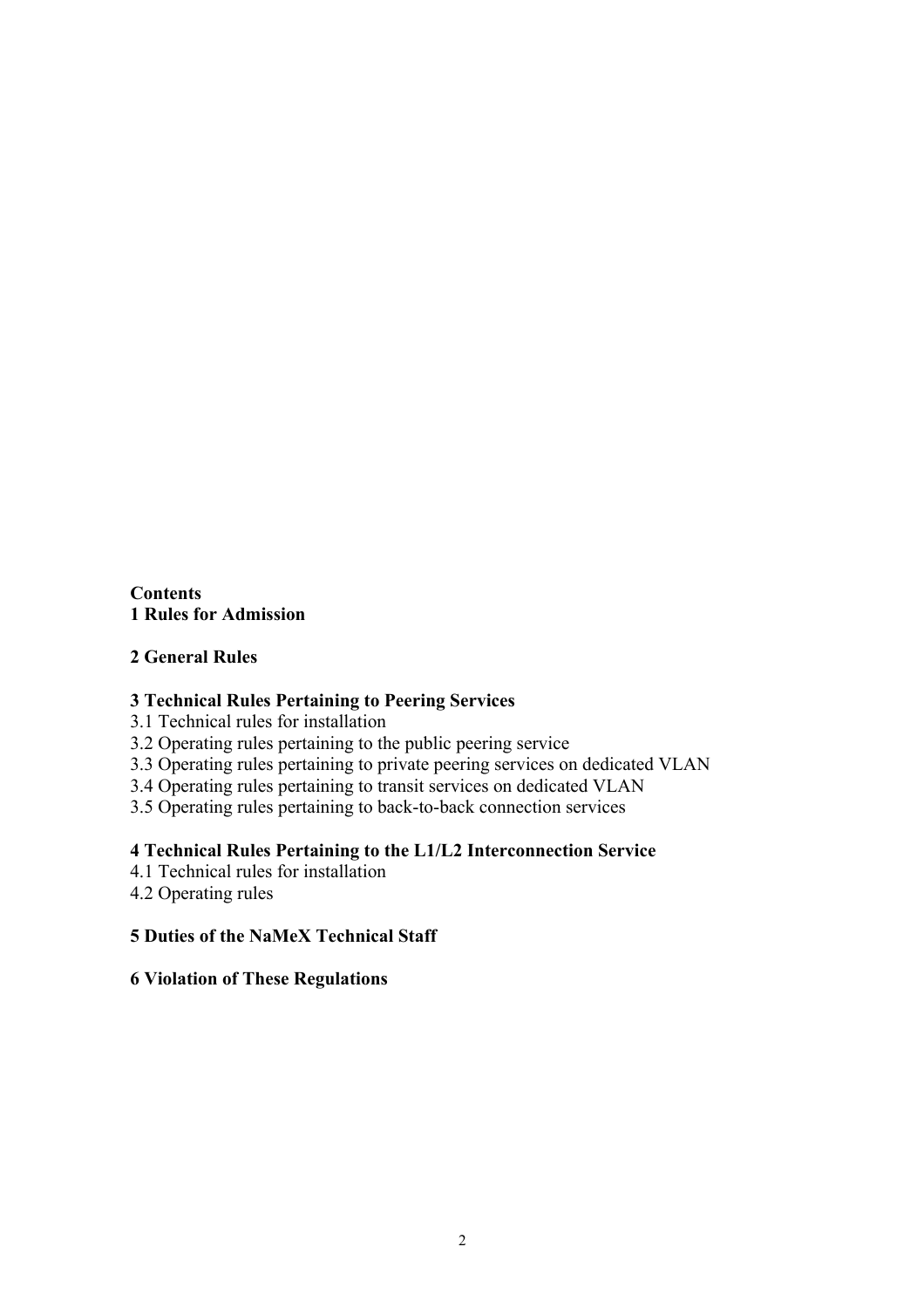**Contents**

**1 Rules for Admission**

**2 General Rules**

**3 Technical Rules Pertaining to Peering Services**

3.1 Technical rules for installation
3.2 Operating rules pertaining to the public peering service
3.3 Operating rules pertaining to private peering services on dedicated VLAN
3.4 Operating rules pertaining to transit services on dedicated VLAN
3.5 Operating rules pertaining to back-to-back connection services

**4 Technical Rules Pertaining to the L1/L2 Interconnection Service**

4.1 Technical rules for installation
4.2 Operating rules

**5 Duties of the NaMeX Technical Staff**

**6 Violation of These Regulations**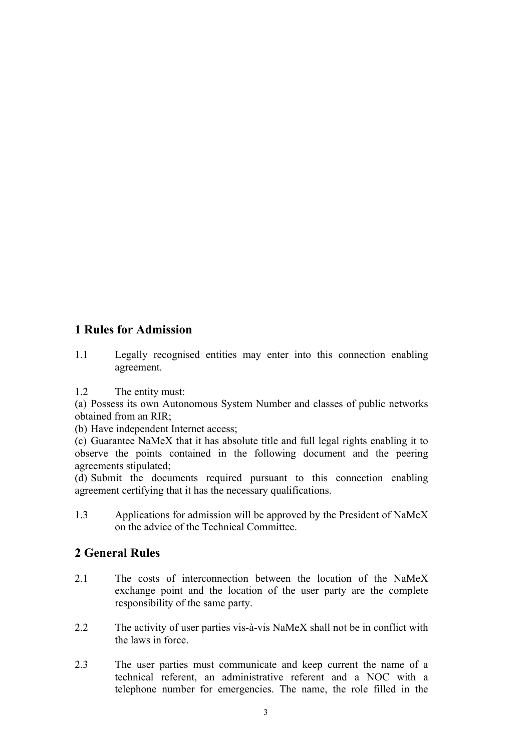## 1 Rules for Admission

1.1 Legally recognised entities may enter into this connection enabling agreement.

1.2 The entity must:

(a) Possess its own Autonomous System Number and classes of public networks obtained from an RIR;

(b) Have independent Internet access;

(c) Guarantee NaMeX that it has absolute title and full legal rights enabling it to observe the points contained in the following document and the peering agreements stipulated;

(d) Submit the documents required pursuant to this connection enabling agreement certifying that it has the necessary qualifications.

1.3 Applications for admission will be approved by the President of NaMeX on the advice of the Technical Committee.

## 2 General Rules

2.1 The costs of interconnection between the location of the NaMeX exchange point and the location of the user party are the complete responsibility of the same party.

2.2 The activity of user parties vis-à-vis NaMeX shall not be in conflict with the laws in force.

2.3 The user parties must communicate and keep current the name of a technical referent, an administrative referent and a NOC with a telephone number for emergencies. The name, the role filled in the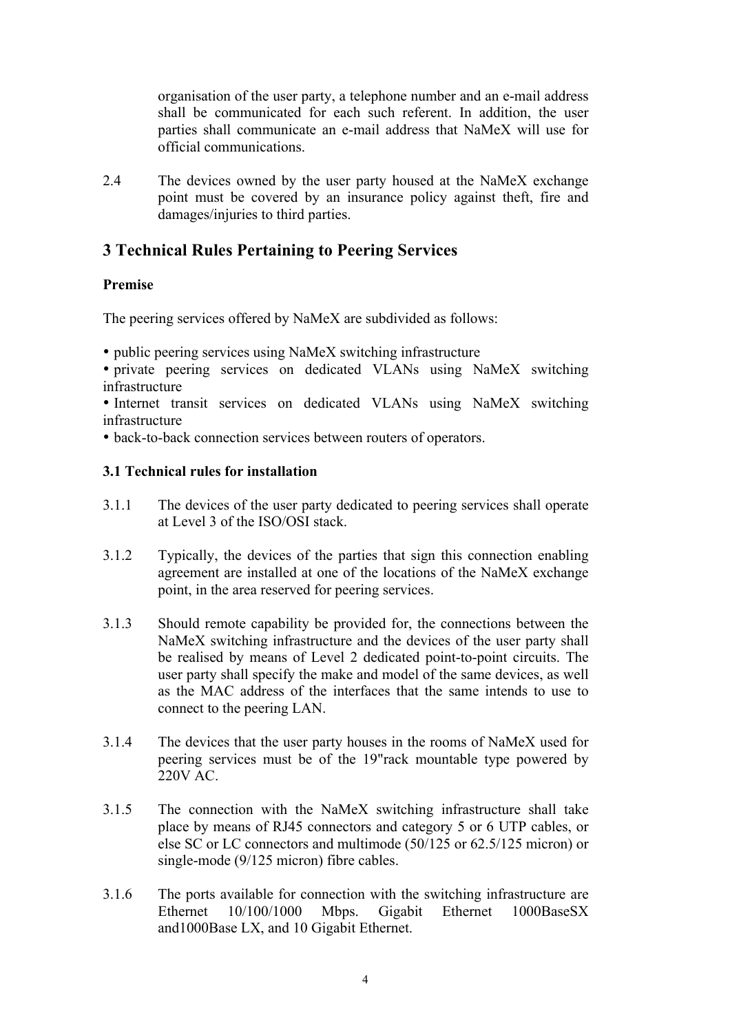organisation of the user party, a telephone number and an e-mail address shall be communicated for each such referent. In addition, the user parties shall communicate an e-mail address that NaMeX will use for official communications.

2.4 The devices owned by the user party housed at the NaMeX exchange point must be covered by an insurance policy against theft, fire and damages/injuries to third parties.

## 3 Technical Rules Pertaining to Peering Services

**Premise**

The peering services offered by NaMeX are subdivided as follows:

- public peering services using NaMeX switching infrastructure
- private peering services on dedicated VLANs using NaMeX switching infrastructure
- Internet transit services on dedicated VLANs using NaMeX switching infrastructure
- back-to-back connection services between routers of operators.

### 3.1 Technical rules for installation

3.1.1 The devices of the user party dedicated to peering services shall operate at Level 3 of the ISO/OSI stack.

3.1.2 Typically, the devices of the parties that sign this connection enabling agreement are installed at one of the locations of the NaMeX exchange point, in the area reserved for peering services.

3.1.3 Should remote capability be provided for, the connections between the NaMeX switching infrastructure and the devices of the user party shall be realised by means of Level 2 dedicated point-to-point circuits. The user party shall specify the make and model of the same devices, as well as the MAC address of the interfaces that the same intends to use to connect to the peering LAN.

3.1.4 The devices that the user party houses in the rooms of NaMeX used for peering services must be of the 19"rack mountable type powered by 220V AC.

3.1.5 The connection with the NaMeX switching infrastructure shall take place by means of RJ45 connectors and category 5 or 6 UTP cables, or else SC or LC connectors and multimode (50/125 or 62.5/125 micron) or single-mode (9/125 micron) fibre cables.

3.1.6 The ports available for connection with the switching infrastructure are Ethernet 10/100/1000 Mbps. Gigabit Ethernet 1000BaseSX and1000Base LX, and 10 Gigabit Ethernet.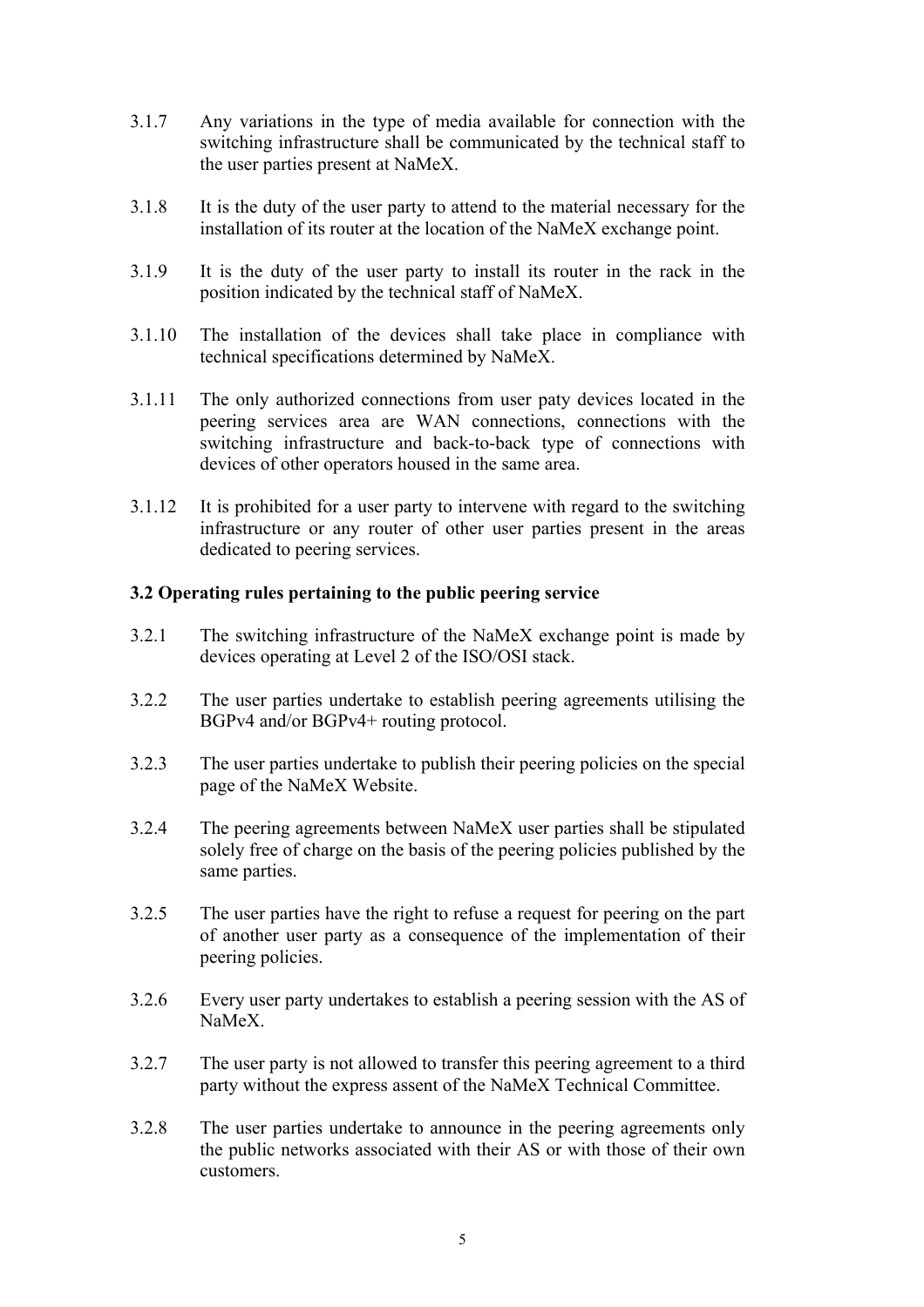3.1.7 Any variations in the type of media available for connection with the switching infrastructure shall be communicated by the technical staff to the user parties present at NaMeX.

3.1.8 It is the duty of the user party to attend to the material necessary for the installation of its router at the location of the NaMeX exchange point.

3.1.9 It is the duty of the user party to install its router in the rack in the position indicated by the technical staff of NaMeX.

3.1.10 The installation of the devices shall take place in compliance with technical specifications determined by NaMeX.

3.1.11 The only authorized connections from user paty devices located in the peering services area are WAN connections, connections with the switching infrastructure and back-to-back type of connections with devices of other operators housed in the same area.

3.1.12 It is prohibited for a user party to intervene with regard to the switching infrastructure or any router of other user parties present in the areas dedicated to peering services.

**3.2 Operating rules pertaining to the public peering service**

3.2.1 The switching infrastructure of the NaMeX exchange point is made by devices operating at Level 2 of the ISO/OSI stack.

3.2.2 The user parties undertake to establish peering agreements utilising the BGPv4 and/or BGPv4+ routing protocol.

3.2.3 The user parties undertake to publish their peering policies on the special page of the NaMeX Website.

3.2.4 The peering agreements between NaMeX user parties shall be stipulated solely free of charge on the basis of the peering policies published by the same parties.

3.2.5 The user parties have the right to refuse a request for peering on the part of another user party as a consequence of the implementation of their peering policies.

3.2.6 Every user party undertakes to establish a peering session with the AS of NaMeX.

3.2.7 The user party is not allowed to transfer this peering agreement to a third party without the express assent of the NaMeX Technical Committee.

3.2.8 The user parties undertake to announce in the peering agreements only the public networks associated with their AS or with those of their own customers.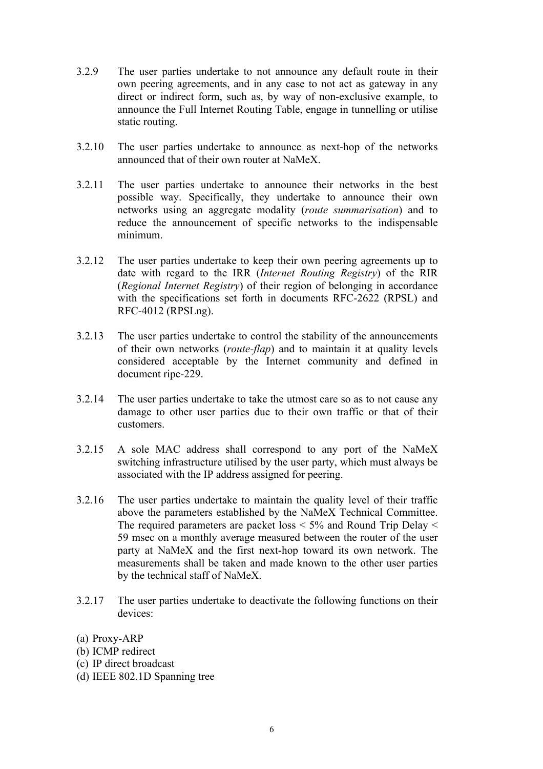3.2.9 The user parties undertake to not announce any default route in their own peering agreements, and in any case to not act as gateway in any direct or indirect form, such as, by way of non-exclusive example, to announce the Full Internet Routing Table, engage in tunnelling or utilise static routing.

3.2.10 The user parties undertake to announce as next-hop of the networks announced that of their own router at NaMeX.

3.2.11 The user parties undertake to announce their networks in the best possible way. Specifically, they undertake to announce their own networks using an aggregate modality (*route summarisation*) and to reduce the announcement of specific networks to the indispensable minimum.

3.2.12 The user parties undertake to keep their own peering agreements up to date with regard to the IRR (*Internet Routing Registry*) of the RIR (*Regional Internet Registry*) of their region of belonging in accordance with the specifications set forth in documents RFC-2622 (RPSL) and RFC-4012 (RPSLng).

3.2.13 The user parties undertake to control the stability of the announcements of their own networks (*route-flap*) and to maintain it at quality levels considered acceptable by the Internet community and defined in document ripe-229.

3.2.14 The user parties undertake to take the utmost care so as to not cause any damage to other user parties due to their own traffic or that of their customers.

3.2.15 A sole MAC address shall correspond to any port of the NaMeX switching infrastructure utilised by the user party, which must always be associated with the IP address assigned for peering.

3.2.16 The user parties undertake to maintain the quality level of their traffic above the parameters established by the NaMeX Technical Committee. The required parameters are packet loss < 5% and Round Trip Delay < 59 msec on a monthly average measured between the router of the user party at NaMeX and the first next-hop toward its own network. The measurements shall be taken and made known to the other user parties by the technical staff of NaMeX.

3.2.17 The user parties undertake to deactivate the following functions on their devices:

(a) Proxy-ARP
(b) ICMP redirect
(c) IP direct broadcast
(d) IEEE 802.1D Spanning tree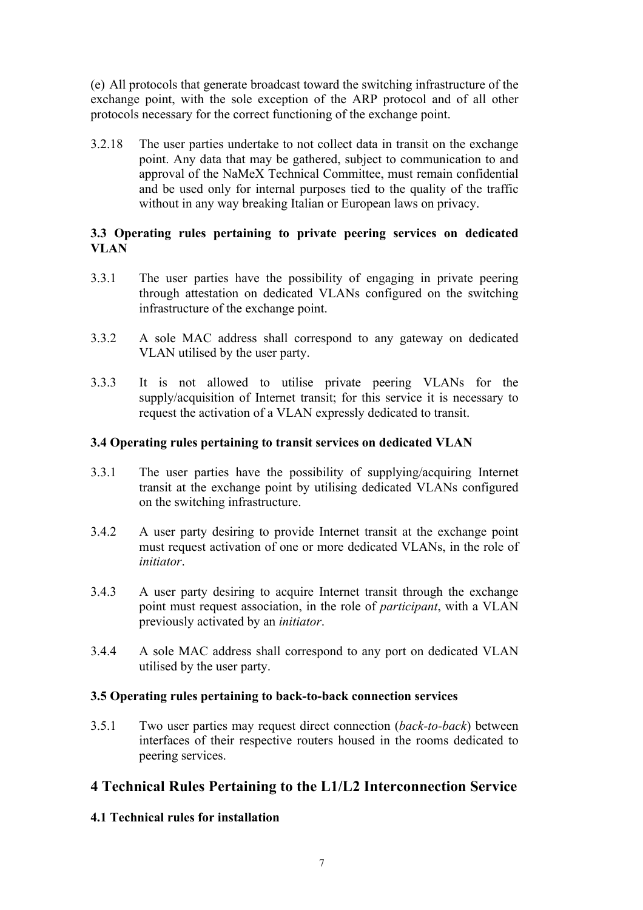(e) All protocols that generate broadcast toward the switching infrastructure of the exchange point, with the sole exception of the ARP protocol and of all other protocols necessary for the correct functioning of the exchange point.

3.2.18 The user parties undertake to not collect data in transit on the exchange point. Any data that may be gathered, subject to communication to and approval of the NaMeX Technical Committee, must remain confidential and be used only for internal purposes tied to the quality of the traffic without in any way breaking Italian or European laws on privacy.

### 3.3 Operating rules pertaining to private peering services on dedicated VLAN

3.3.1 The user parties have the possibility of engaging in private peering through attestation on dedicated VLANs configured on the switching infrastructure of the exchange point.

3.3.2 A sole MAC address shall correspond to any gateway on dedicated VLAN utilised by the user party.

3.3.3 It is not allowed to utilise private peering VLANs for the supply/acquisition of Internet transit; for this service it is necessary to request the activation of a VLAN expressly dedicated to transit.

### 3.4 Operating rules pertaining to transit services on dedicated VLAN

3.3.1 The user parties have the possibility of supplying/acquiring Internet transit at the exchange point by utilising dedicated VLANs configured on the switching infrastructure.

3.4.2 A user party desiring to provide Internet transit at the exchange point must request activation of one or more dedicated VLANs, in the role of *initiator*.

3.4.3 A user party desiring to acquire Internet transit through the exchange point must request association, in the role of *participant*, with a VLAN previously activated by an *initiator*.

3.4.4 A sole MAC address shall correspond to any port on dedicated VLAN utilised by the user party.

### 3.5 Operating rules pertaining to back-to-back connection services

3.5.1 Two user parties may request direct connection (*back-to-back*) between interfaces of their respective routers housed in the rooms dedicated to peering services.

## 4 Technical Rules Pertaining to the L1/L2 Interconnection Service

### 4.1 Technical rules for installation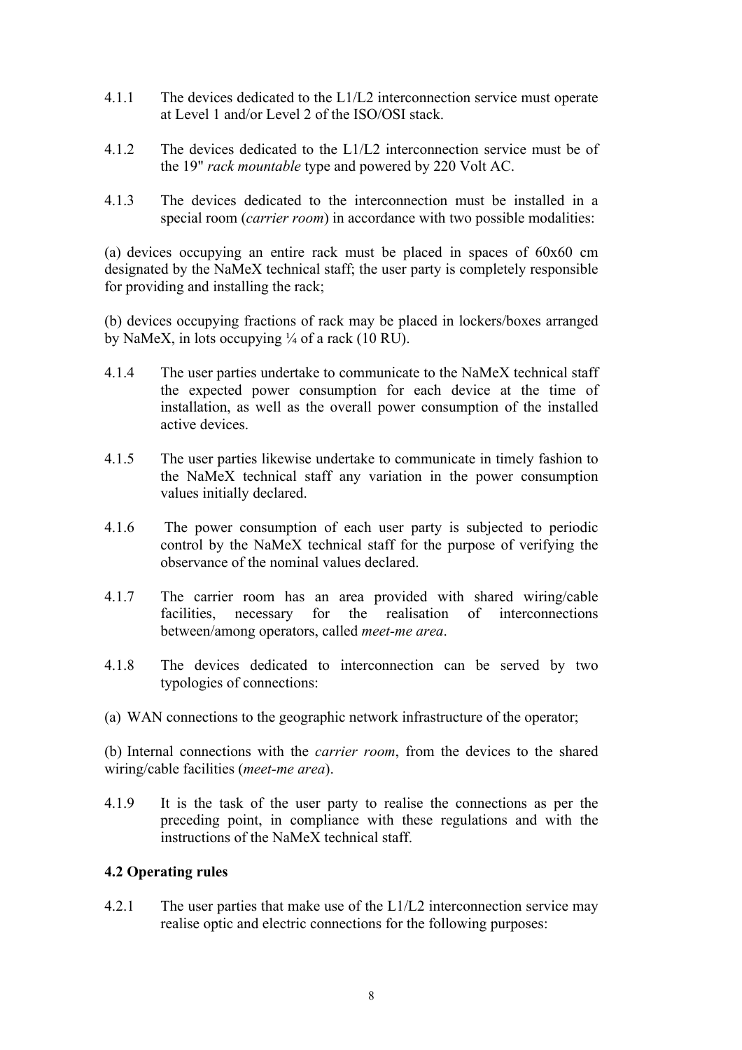4.1.1 The devices dedicated to the L1/L2 interconnection service must operate at Level 1 and/or Level 2 of the ISO/OSI stack.

4.1.2 The devices dedicated to the L1/L2 interconnection service must be of the 19" *rack mountable* type and powered by 220 Volt AC.

4.1.3 The devices dedicated to the interconnection must be installed in a special room (*carrier room*) in accordance with two possible modalities:

(a) devices occupying an entire rack must be placed in spaces of 60x60 cm designated by the NaMeX technical staff; the user party is completely responsible for providing and installing the rack;

(b) devices occupying fractions of rack may be placed in lockers/boxes arranged by NaMeX, in lots occupying ¼ of a rack (10 RU).

4.1.4 The user parties undertake to communicate to the NaMeX technical staff the expected power consumption for each device at the time of installation, as well as the overall power consumption of the installed active devices.

4.1.5 The user parties likewise undertake to communicate in timely fashion to the NaMeX technical staff any variation in the power consumption values initially declared.

4.1.6 The power consumption of each user party is subjected to periodic control by the NaMeX technical staff for the purpose of verifying the observance of the nominal values declared.

4.1.7 The carrier room has an area provided with shared wiring/cable facilities, necessary for the realisation of interconnections between/among operators, called *meet-me area*.

4.1.8 The devices dedicated to interconnection can be served by two typologies of connections:

(a) WAN connections to the geographic network infrastructure of the operator;

(b) Internal connections with the *carrier room*, from the devices to the shared wiring/cable facilities (*meet-me area*).

4.1.9 It is the task of the user party to realise the connections as per the preceding point, in compliance with these regulations and with the instructions of the NaMeX technical staff.

### 4.2 Operating rules

4.2.1 The user parties that make use of the L1/L2 interconnection service may realise optic and electric connections for the following purposes: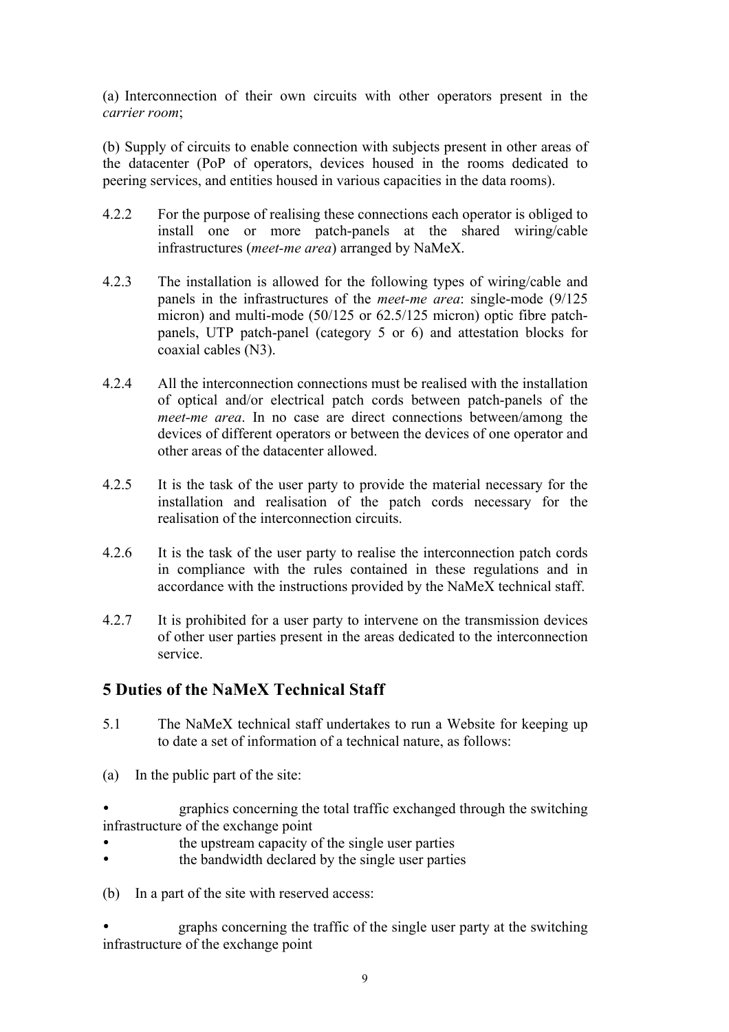(a) Interconnection of their own circuits with other operators present in the *carrier room*;

(b) Supply of circuits to enable connection with subjects present in other areas of the datacenter (PoP of operators, devices housed in the rooms dedicated to peering services, and entities housed in various capacities in the data rooms).

4.2.2 For the purpose of realising these connections each operator is obliged to install one or more patch-panels at the shared wiring/cable infrastructures (*meet-me area*) arranged by NaMeX.

4.2.3 The installation is allowed for the following types of wiring/cable and panels in the infrastructures of the *meet-me area*: single-mode (9/125 micron) and multi-mode (50/125 or 62.5/125 micron) optic fibre patch-panels, UTP patch-panel (category 5 or 6) and attestation blocks for coaxial cables (N3).

4.2.4 All the interconnection connections must be realised with the installation of optical and/or electrical patch cords between patch-panels of the *meet-me area*. In no case are direct connections between/among the devices of different operators or between the devices of one operator and other areas of the datacenter allowed.

4.2.5 It is the task of the user party to provide the material necessary for the installation and realisation of the patch cords necessary for the realisation of the interconnection circuits.

4.2.6 It is the task of the user party to realise the interconnection patch cords in compliance with the rules contained in these regulations and in accordance with the instructions provided by the NaMeX technical staff.

4.2.7 It is prohibited for a user party to intervene on the transmission devices of other user parties present in the areas dedicated to the interconnection service.

## 5 Duties of the NaMeX Technical Staff

5.1 The NaMeX technical staff undertakes to run a Website for keeping up to date a set of information of a technical nature, as follows:

(a) In the public part of the site:

- graphics concerning the total traffic exchanged through the switching infrastructure of the exchange point
- the upstream capacity of the single user parties
- the bandwidth declared by the single user parties

(b) In a part of the site with reserved access:

- graphs concerning the traffic of the single user party at the switching infrastructure of the exchange point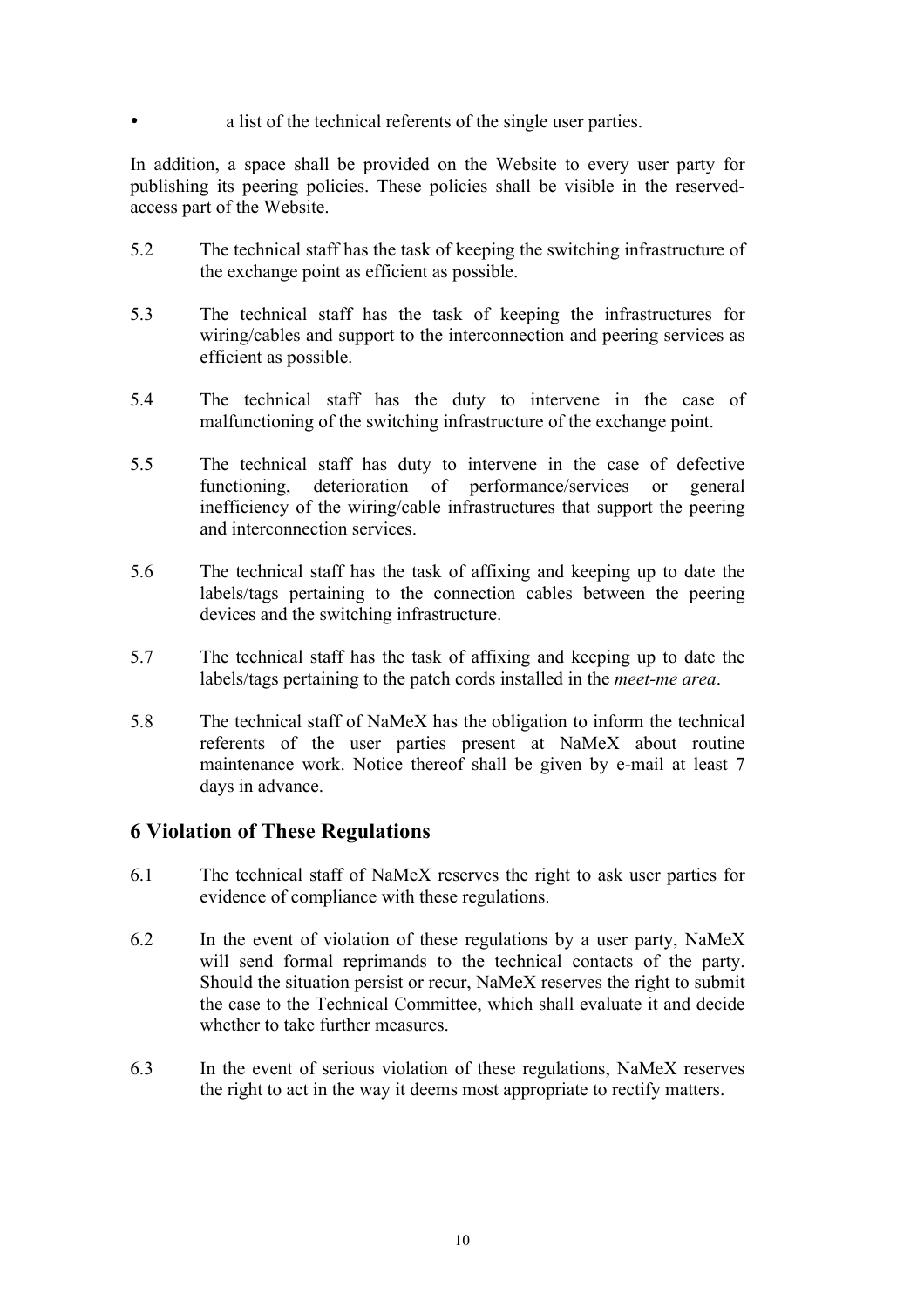- a list of the technical referents of the single user parties.

In addition, a space shall be provided on the Website to every user party for publishing its peering policies. These policies shall be visible in the reserved-access part of the Website.

5.2 The technical staff has the task of keeping the switching infrastructure of the exchange point as efficient as possible.

5.3 The technical staff has the task of keeping the infrastructures for wiring/cables and support to the interconnection and peering services as efficient as possible.

5.4 The technical staff has the duty to intervene in the case of malfunctioning of the switching infrastructure of the exchange point.

5.5 The technical staff has duty to intervene in the case of defective functioning, deterioration of performance/services or general inefficiency of the wiring/cable infrastructures that support the peering and interconnection services.

5.6 The technical staff has the task of affixing and keeping up to date the labels/tags pertaining to the connection cables between the peering devices and the switching infrastructure.

5.7 The technical staff has the task of affixing and keeping up to date the labels/tags pertaining to the patch cords installed in the *meet-me area*.

5.8 The technical staff of NaMeX has the obligation to inform the technical referents of the user parties present at NaMeX about routine maintenance work. Notice thereof shall be given by e-mail at least 7 days in advance.

## 6 Violation of These Regulations

6.1 The technical staff of NaMeX reserves the right to ask user parties for evidence of compliance with these regulations.

6.2 In the event of violation of these regulations by a user party, NaMeX will send formal reprimands to the technical contacts of the party. Should the situation persist or recur, NaMeX reserves the right to submit the case to the Technical Committee, which shall evaluate it and decide whether to take further measures.

6.3 In the event of serious violation of these regulations, NaMeX reserves the right to act in the way it deems most appropriate to rectify matters.